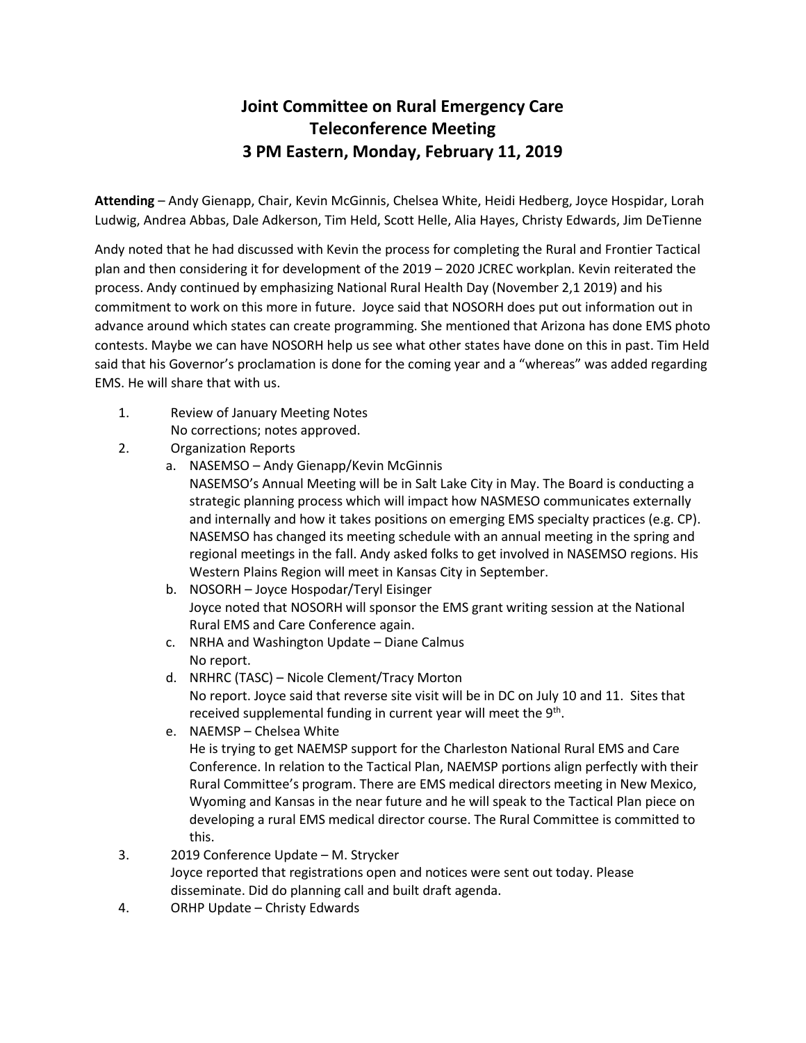# Joint Committee on Rural Emergency Care
## Teleconference Meeting
## 3 PM Eastern, Monday, February 11, 2019

**Attending** – Andy Gienapp, Chair, Kevin McGinnis, Chelsea White, Heidi Hedberg, Joyce Hospidar, Lorah Ludwig, Andrea Abbas, Dale Adkerson, Tim Held, Scott Helle, Alia Hayes, Christy Edwards, Jim DeTienne

Andy noted that he had discussed with Kevin the process for completing the Rural and Frontier Tactical plan and then considering it for development of the 2019 – 2020 JCREC workplan. Kevin reiterated the process. Andy continued by emphasizing National Rural Health Day (November 2,1 2019) and his commitment to work on this more in future. Joyce said that NOSORH does put out information out in advance around which states can create programming. She mentioned that Arizona has done EMS photo contests. Maybe we can have NOSORH help us see what other states have done on this in past. Tim Held said that his Governor's proclamation is done for the coming year and a "whereas" was added regarding EMS. He will share that with us.

1. Review of January Meeting Notes
   No corrections; notes approved.
2. Organization Reports
   a. NASEMSO – Andy Gienapp/Kevin McGinnis
      NASEMSO's Annual Meeting will be in Salt Lake City in May. The Board is conducting a strategic planning process which will impact how NASMESO communicates externally and internally and how it takes positions on emerging EMS specialty practices (e.g. CP). NASEMSO has changed its meeting schedule with an annual meeting in the spring and regional meetings in the fall. Andy asked folks to get involved in NASEMSO regions. His Western Plains Region will meet in Kansas City in September.
   b. NOSORH – Joyce Hospodar/Teryl Eisinger
      Joyce noted that NOSORH will sponsor the EMS grant writing session at the National Rural EMS and Care Conference again.
   c. NRHA and Washington Update – Diane Calmus
      No report.
   d. NRHRC (TASC) – Nicole Clement/Tracy Morton
      No report. Joyce said that reverse site visit will be in DC on July 10 and 11. Sites that received supplemental funding in current year will meet the 9th.
   e. NAEMSP – Chelsea White
      He is trying to get NAEMSP support for the Charleston National Rural EMS and Care Conference. In relation to the Tactical Plan, NAEMSP portions align perfectly with their Rural Committee's program. There are EMS medical directors meeting in New Mexico, Wyoming and Kansas in the near future and he will speak to the Tactical Plan piece on developing a rural EMS medical director course. The Rural Committee is committed to this.
3. 2019 Conference Update – M. Strycker
   Joyce reported that registrations open and notices were sent out today. Please disseminate. Did do planning call and built draft agenda.
4. ORHP Update – Christy Edwards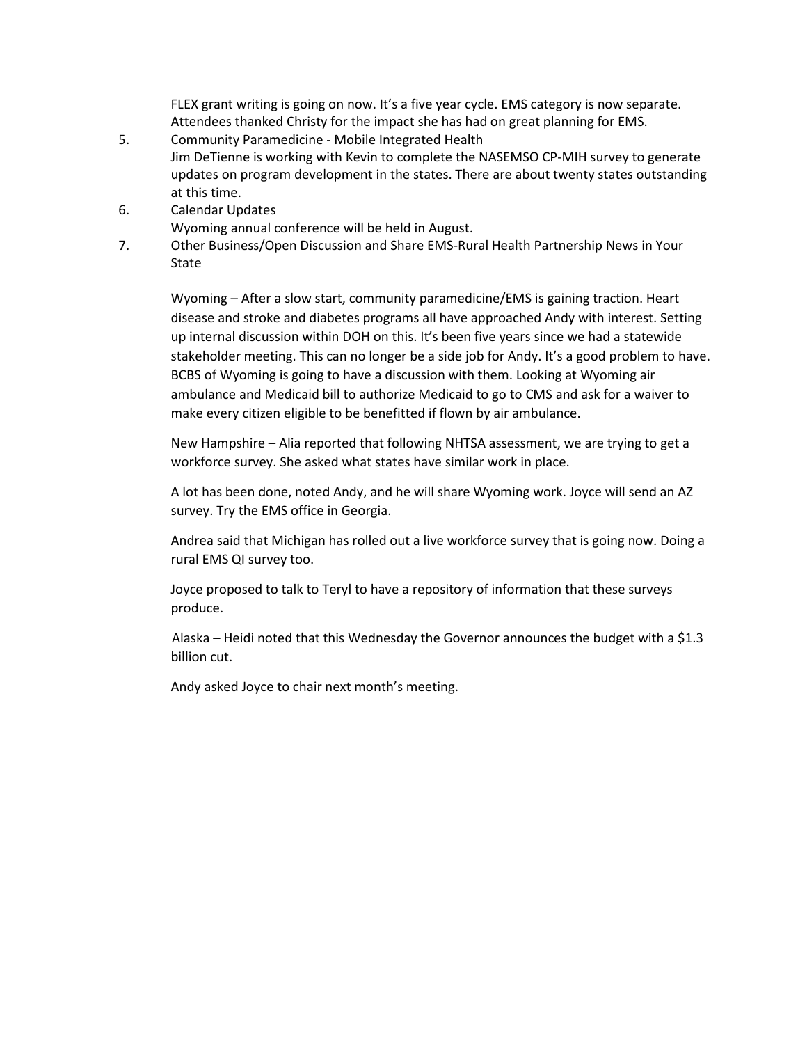FLEX grant writing is going on now. It's a five year cycle. EMS category is now separate. Attendees thanked Christy for the impact she has had on great planning for EMS.

5. Community Paramedicine - Mobile Integrated Health

   Jim DeTienne is working with Kevin to complete the NASEMSO CP-MIH survey to generate updates on program development in the states. There are about twenty states outstanding at this time.

6. Calendar Updates

   Wyoming annual conference will be held in August.

7. Other Business/Open Discussion and Share EMS-Rural Health Partnership News in Your State

   Wyoming – After a slow start, community paramedicine/EMS is gaining traction. Heart disease and stroke and diabetes programs all have approached Andy with interest. Setting up internal discussion within DOH on this. It's been five years since we had a statewide stakeholder meeting. This can no longer be a side job for Andy. It's a good problem to have. BCBS of Wyoming is going to have a discussion with them. Looking at Wyoming air ambulance and Medicaid bill to authorize Medicaid to go to CMS and ask for a waiver to make every citizen eligible to be benefitted if flown by air ambulance.

   New Hampshire – Alia reported that following NHTSA assessment, we are trying to get a workforce survey. She asked what states have similar work in place.

   A lot has been done, noted Andy, and he will share Wyoming work. Joyce will send an AZ survey. Try the EMS office in Georgia.

   Andrea said that Michigan has rolled out a live workforce survey that is going now. Doing a rural EMS QI survey too.

   Joyce proposed to talk to Teryl to have a repository of information that these surveys produce.

   Alaska – Heidi noted that this Wednesday the Governor announces the budget with a $1.3 billion cut.

   Andy asked Joyce to chair next month's meeting.